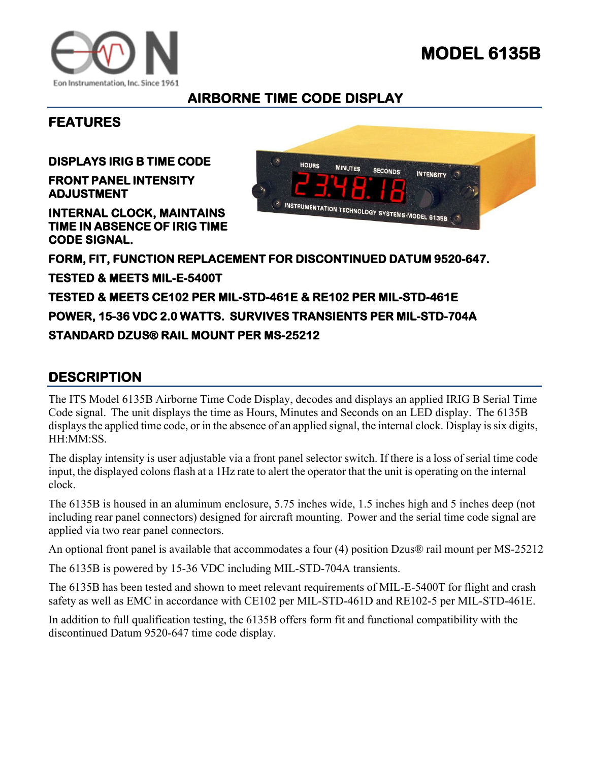# MODEL 6135B

## AIRBORNE TIME CODE DISPLAY

## FEATURES

**DISPLAYS IRIG B TIME CODE**

**FRONT PANEL INTENSITY ADJUSTMENT**

**INTERNAL CLOCK, MAINTAINS TIME IN ABSENCE OF IRIG TIME CODE SIGNAL.**

**FORM, FIT, FUNCTION REPLACEMENT FOR DISCONTINUED DATUM 9520-647.**

**TESTED & MEETS MIL-E-5400T**

**TESTED & MEETS CE102 PER MIL-STD-461E & RE102 PER MIL-STD-461E**

**POWER, 15-36 VDC 2.0 WATTS. SURVIVES TRANSIENTS PER MIL-STD-704A**

**STANDARD DZUS® RAIL MOUNT PER MS-25212**

## DESCRIPTION

The ITS Model 6135B Airborne Time Code Display, decodes and displays an applied IRIG B Serial Time Code signal. The unit displays the time as Hours, Minutes and Seconds on an LED display. The 6135B displays the applied time code, or in the absence of an applied signal, the internal clock. Display is six digits, HH:MM:SS.

The display intensity is user adjustable via a front panel selector switch. If there is a loss of serial time code input, the displayed colons flash at a 1Hz rate to alert the operator that the unit is operating on the internal clock.

The 6135B is housed in an aluminum enclosure, 5.75 inches wide, 1.5 inches high and 5 inches deep (not including rear panel connectors) designed for aircraft mounting. Power and the serial time code signal are applied via two rear panel connectors.

An optional front panel is available that accommodates a four (4) position Dzus® rail mount per MS-25212

The 6135B is powered by 15-36 VDC including MIL-STD-704A transients.

The 6135B has been tested and shown to meet relevant requirements of MIL-E-5400T for flight and crash safety as well as EMC in accordance with CE102 per MIL-STD-461D and RE102-5 per MIL-STD-461E.

In addition to full qualification testing, the 6135B offers form fit and functional compatibility with the discontinued Datum 9520-647 time code display.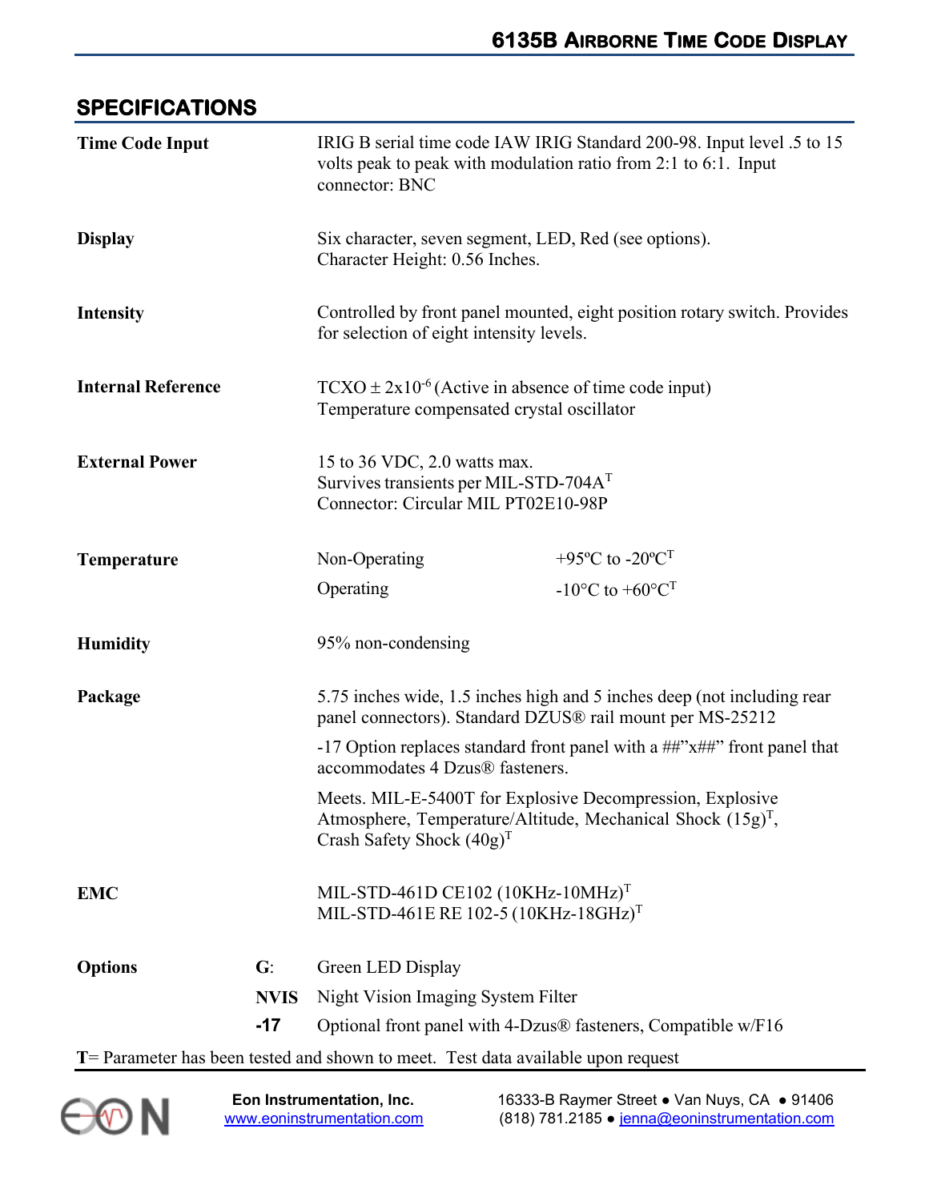## SPECIFICATIONS

| | | |
|---|---|---|
| **Time Code Input** | | IRIG B serial time code IAW IRIG Standard 200-98. Input level .5 to 15 volts peak to peak with modulation ratio from 2:1 to 6:1. Input connector: BNC |
| **Display** | | Six character, seven segment, LED, Red (see options). Character Height: 0.56 Inches. |
| **Intensity** | | Controlled by front panel mounted, eight position rotary switch. Provides for selection of eight intensity levels. |
| **Internal Reference** | | TCXO ± $2x10^{-6}$ (Active in absence of time code input) Temperature compensated crystal oscillator |
| **External Power** | | 15 to 36 VDC, 2.0 watts max. Survives transients per MIL-STD-704A[T] Connector: Circular MIL PT02E10-98P |
| **Temperature** | | Non-Operating +95ºC to -20ºC[T] Operating -10°C to +60°C[T] |
| **Humidity** | | 95% non-condensing |
| **Package** | | 5.75 inches wide, 1.5 inches high and 5 inches deep (not including rear panel connectors). Standard DZUS® rail mount per MS-25212<br>-17 Option replaces standard front panel with a ##”x##” front panel that accommodates 4 Dzus® fasteners.<br>Meets. MIL-E-5400T for Explosive Decompression, Explosive Atmosphere, Temperature/Altitude, Mechanical Shock (15g)[T], Crash Safety Shock (40g)[T] |
| **EMC** | | MIL-STD-461D CE102 (10KHz-10MHz)[T] MIL-STD-461E RE 102-5 (10KHz-18GHz)[T] |
| **Options** | **G**: | Green LED Display |
| | **NVIS** | Night Vision Imaging System Filter |
| | **-17** | Optional front panel with 4-Dzus® fasteners, Compatible w/F16 |

**T**= Parameter has been tested and shown to meet. Test data available upon request

**Eon Instrumentation, Inc.**
www.eoninstrumentation.com

16333-B Raymer Street ● Van Nuys, CA ● 91406
(818) 781.2185 ● jenna@eoninstrumentation.com